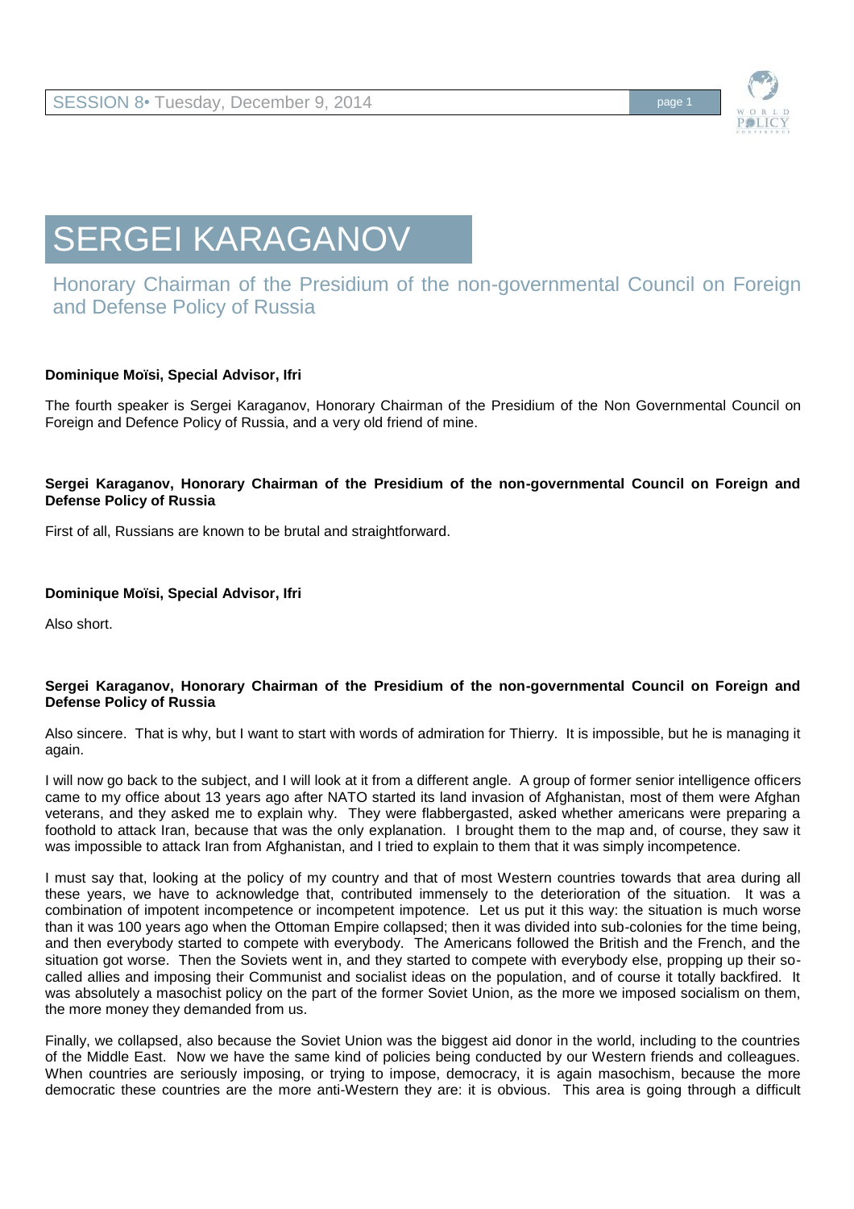# SERGEI KARAGANOV

## Honorary Chairman of the Presidium of the non-governmental Council on Foreign and Defense Policy of Russia

**Dominique Moïsi, Special Advisor, Ifri**

The fourth speaker is Sergei Karaganov, Honorary Chairman of the Presidium of the Non Governmental Council on Foreign and Defence Policy of Russia, and a very old friend of mine.

**Sergei Karaganov, Honorary Chairman of the Presidium of the non-governmental Council on Foreign and Defense Policy of Russia**

First of all, Russians are known to be brutal and straightforward.

**Dominique Moïsi, Special Advisor, Ifri**

Also short.

**Sergei Karaganov, Honorary Chairman of the Presidium of the non-governmental Council on Foreign and Defense Policy of Russia**

Also sincere. That is why, but I want to start with words of admiration for Thierry. It is impossible, but he is managing it again.

I will now go back to the subject, and I will look at it from a different angle. A group of former senior intelligence officers came to my office about 13 years ago after NATO started its land invasion of Afghanistan, most of them were Afghan veterans, and they asked me to explain why. They were flabbergasted, asked whether americans were preparing a foothold to attack Iran, because that was the only explanation. I brought them to the map and, of course, they saw it was impossible to attack Iran from Afghanistan, and I tried to explain to them that it was simply incompetence.

I must say that, looking at the policy of my country and that of most Western countries towards that area during all these years, we have to acknowledge that, contributed immensely to the deterioration of the situation. It was a combination of impotent incompetence or incompetent impotence. Let us put it this way: the situation is much worse than it was 100 years ago when the Ottoman Empire collapsed; then it was divided into sub-colonies for the time being, and then everybody started to compete with everybody. The Americans followed the British and the French, and the situation got worse. Then the Soviets went in, and they started to compete with everybody else, propping up their so-called allies and imposing their Communist and socialist ideas on the population, and of course it totally backfired. It was absolutely a masochist policy on the part of the former Soviet Union, as the more we imposed socialism on them, the more money they demanded from us.

Finally, we collapsed, also because the Soviet Union was the biggest aid donor in the world, including to the countries of the Middle East. Now we have the same kind of policies being conducted by our Western friends and colleagues. When countries are seriously imposing, or trying to impose, democracy, it is again masochism, because the more democratic these countries are the more anti-Western they are: it is obvious. This area is going through a difficult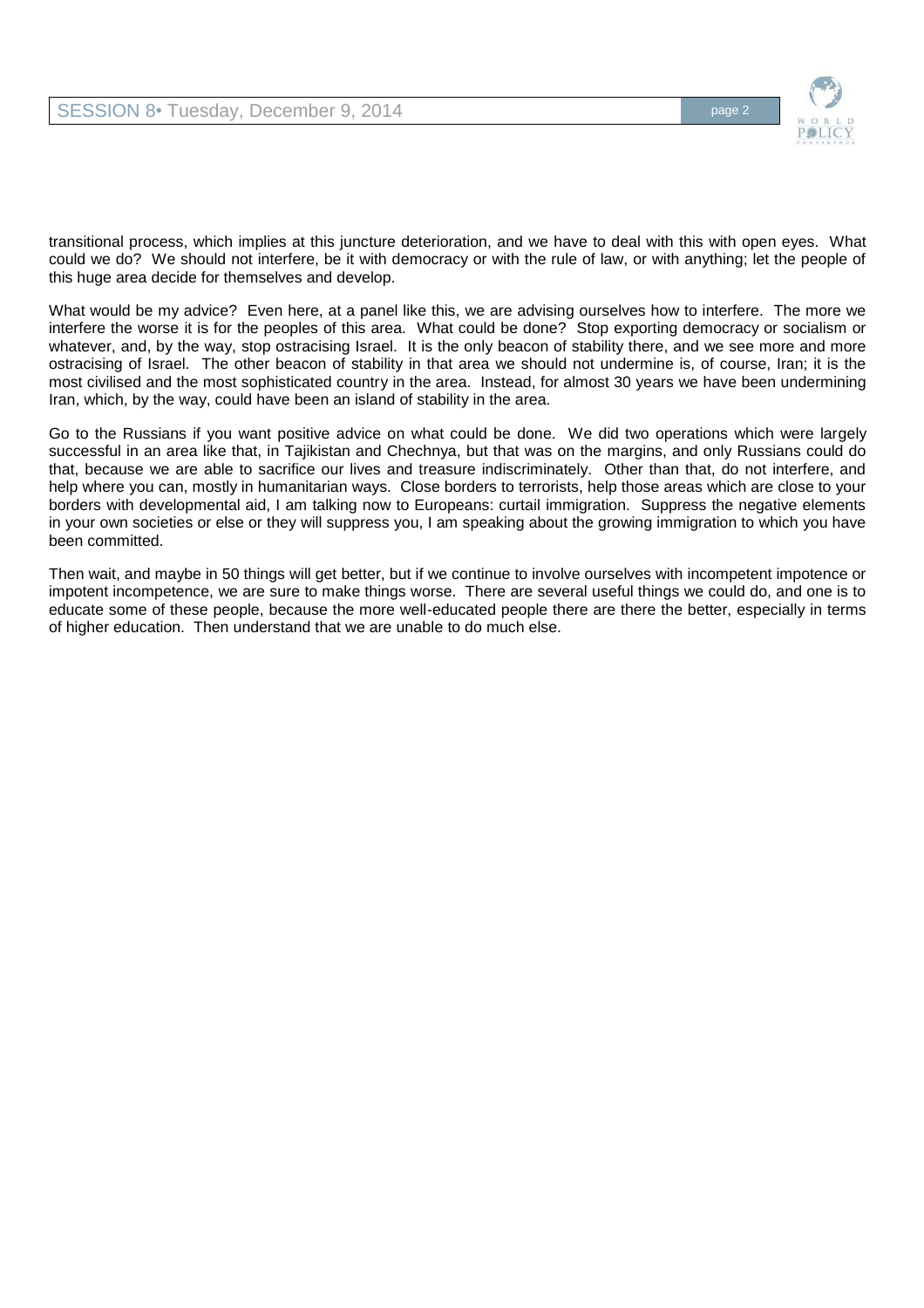transitional process, which implies at this juncture deterioration, and we have to deal with this with open eyes. What could we do? We should not interfere, be it with democracy or with the rule of law, or with anything; let the people of this huge area decide for themselves and develop.

What would be my advice? Even here, at a panel like this, we are advising ourselves how to interfere. The more we interfere the worse it is for the peoples of this area. What could be done? Stop exporting democracy or socialism or whatever, and, by the way, stop ostracising Israel. It is the only beacon of stability there, and we see more and more ostracising of Israel. The other beacon of stability in that area we should not undermine is, of course, Iran; it is the most civilised and the most sophisticated country in the area. Instead, for almost 30 years we have been undermining Iran, which, by the way, could have been an island of stability in the area.

Go to the Russians if you want positive advice on what could be done. We did two operations which were largely successful in an area like that, in Tajikistan and Chechnya, but that was on the margins, and only Russians could do that, because we are able to sacrifice our lives and treasure indiscriminately. Other than that, do not interfere, and help where you can, mostly in humanitarian ways. Close borders to terrorists, help those areas which are close to your borders with developmental aid, I am talking now to Europeans: curtail immigration. Suppress the negative elements in your own societies or else or they will suppress you, I am speaking about the growing immigration to which you have been committed.

Then wait, and maybe in 50 things will get better, but if we continue to involve ourselves with incompetent impotence or impotent incompetence, we are sure to make things worse. There are several useful things we could do, and one is to educate some of these people, because the more well-educated people there are there the better, especially in terms of higher education. Then understand that we are unable to do much else.